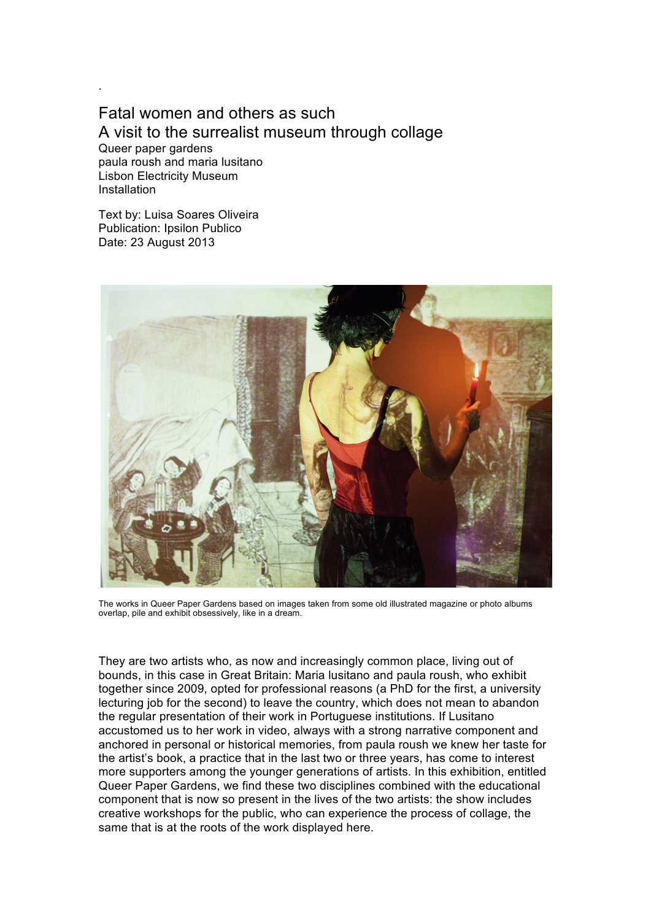.

# Fatal women and others as such

## A visit to the surrealist museum through collage

Queer paper gardens
paula roush and maria lusitano
Lisbon Electricity Museum
Installation

Text by: Luisa Soares Oliveira
Publication: Ipsilon Publico
Date: 23 August 2013

The works in Queer Paper Gardens based on images taken from some old illustrated magazine or photo albums overlap, pile and exhibit obsessively, like in a dream.

They are two artists who, as now and increasingly common place, living out of bounds, in this case in Great Britain: Maria lusitano and paula roush, who exhibit together since 2009, opted for professional reasons (a PhD for the first, a university lecturing job for the second) to leave the country, which does not mean to abandon the regular presentation of their work in Portuguese institutions. If Lusitano accustomed us to her work in video, always with a strong narrative component and anchored in personal or historical memories, from paula roush we knew her taste for the artist's book, a practice that in the last two or three years, has come to interest more supporters among the younger generations of artists. In this exhibition, entitled Queer Paper Gardens, we find these two disciplines combined with the educational component that is now so present in the lives of the two artists: the show includes creative workshops for the public, who can experience the process of collage, the same that is at the roots of the work displayed here.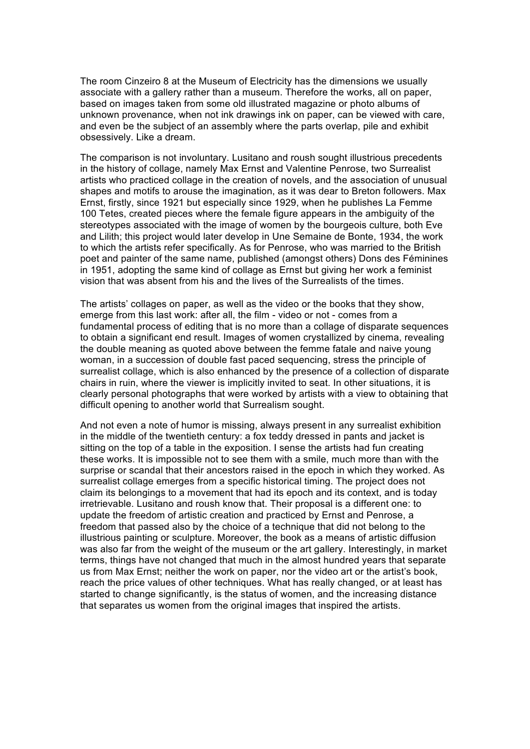The room Cinzeiro 8 at the Museum of Electricity has the dimensions we usually associate with a gallery rather than a museum. Therefore the works, all on paper, based on images taken from some old illustrated magazine or photo albums of unknown provenance, when not ink drawings ink on paper, can be viewed with care, and even be the subject of an assembly where the parts overlap, pile and exhibit obsessively. Like a dream.

The comparison is not involuntary. Lusitano and roush sought illustrious precedents in the history of collage, namely Max Ernst and Valentine Penrose, two Surrealist artists who practiced collage in the creation of novels, and the association of unusual shapes and motifs to arouse the imagination, as it was dear to Breton followers. Max Ernst, firstly, since 1921 but especially since 1929, when he publishes La Femme 100 Tetes, created pieces where the female figure appears in the ambiguity of the stereotypes associated with the image of women by the bourgeois culture, both Eve and Lilith; this project would later develop in Une Semaine de Bonte, 1934, the work to which the artists refer specifically. As for Penrose, who was married to the British poet and painter of the same name, published (amongst others) Dons des Féminines in 1951, adopting the same kind of collage as Ernst but giving her work a feminist vision that was absent from his and the lives of the Surrealists of the times.

The artists' collages on paper, as well as the video or the books that they show, emerge from this last work: after all, the film - video or not - comes from a fundamental process of editing that is no more than a collage of disparate sequences to obtain a significant end result. Images of women crystallized by cinema, revealing the double meaning as quoted above between the femme fatale and naive young woman, in a succession of double fast paced sequencing, stress the principle of surrealist collage, which is also enhanced by the presence of a collection of disparate chairs in ruin, where the viewer is implicitly invited to seat. In other situations, it is clearly personal photographs that were worked by artists with a view to obtaining that difficult opening to another world that Surrealism sought.

And not even a note of humor is missing, always present in any surrealist exhibition in the middle of the twentieth century: a fox teddy dressed in pants and jacket is sitting on the top of a table in the exposition. I sense the artists had fun creating these works. It is impossible not to see them with a smile, much more than with the surprise or scandal that their ancestors raised in the epoch in which they worked. As surrealist collage emerges from a specific historical timing. The project does not claim its belongings to a movement that had its epoch and its context, and is today irretrievable. Lusitano and roush know that. Their proposal is a different one: to update the freedom of artistic creation and practiced by Ernst and Penrose, a freedom that passed also by the choice of a technique that did not belong to the illustrious painting or sculpture. Moreover, the book as a means of artistic diffusion was also far from the weight of the museum or the art gallery. Interestingly, in market terms, things have not changed that much in the almost hundred years that separate us from Max Ernst; neither the work on paper, nor the video art or the artist's book, reach the price values of other techniques. What has really changed, or at least has started to change significantly, is the status of women, and the increasing distance that separates us women from the original images that inspired the artists.